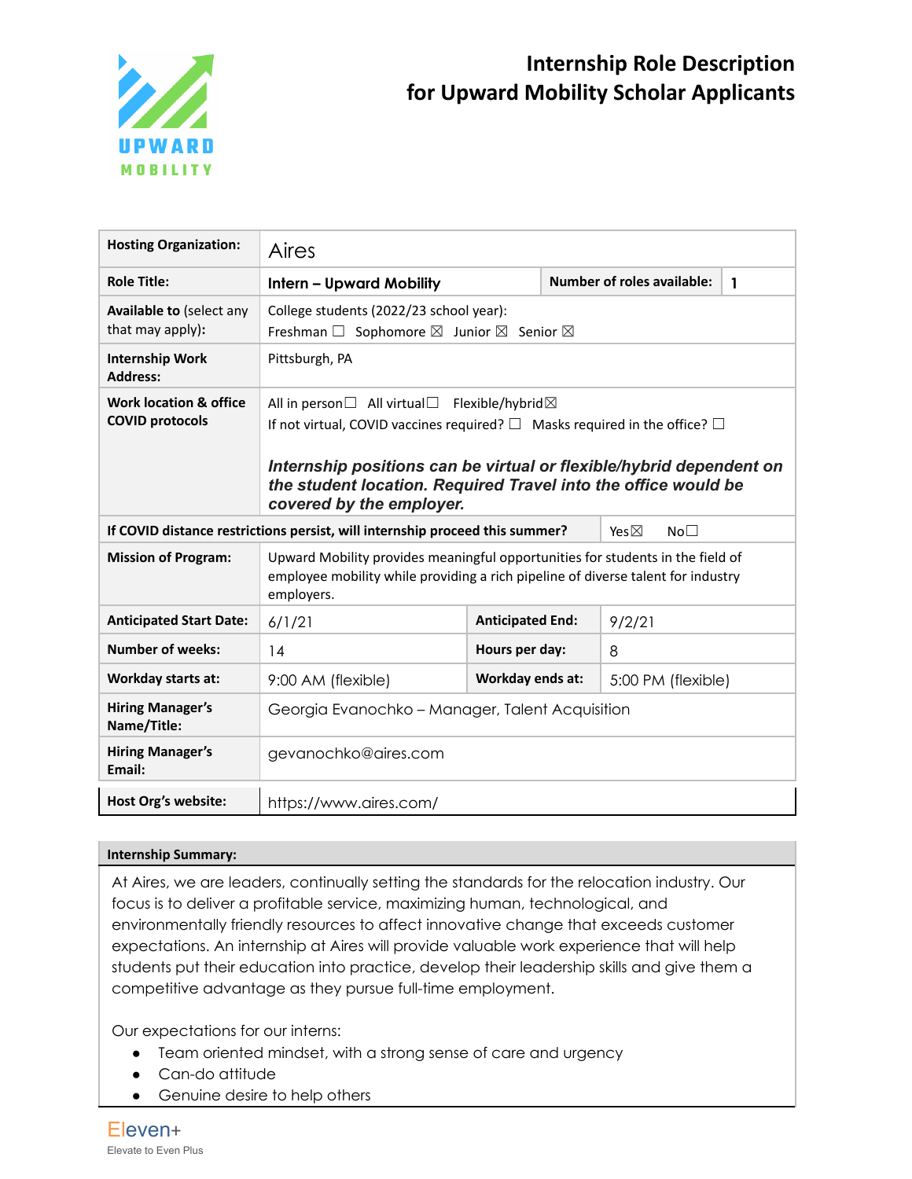# Internship Role Description for Upward Mobility Scholar Applicants

| | | | |
|---|---|---|---|
| **Hosting Organization:** | Aires | | |
| **Role Title:** | **Intern – Upward Mobility** | **Number of roles available:** | **1** |
| **Available to** (select any that may apply): | College students (2022/23 school year): Freshman ☐ Sophomore ☒ Junior ☒ Senior ☒ | | |
| **Internship Work Address:** | Pittsburgh, PA | | |
| **Work location & office COVID protocols** | All in person☐ All virtual☐ Flexible/hybrid☒<br>If not virtual, COVID vaccines required? ☐ Masks required in the office? ☐<br><br>***Internship positions can be virtual or flexible/hybrid dependent on the student location. Required Travel into the office would be covered by the employer.*** | | |
| **If COVID distance restrictions persist, will internship proceed this summer?** | | Yes☒ | No☐ |
| **Mission of Program:** | Upward Mobility provides meaningful opportunities for students in the field of employee mobility while providing a rich pipeline of diverse talent for industry employers. | | |
| **Anticipated Start Date:** | 6/1/21 | **Anticipated End:** | 9/2/21 |
| **Number of weeks:** | 14 | **Hours per day:** | 8 |
| **Workday starts at:** | 9:00 AM (flexible) | **Workday ends at:** | 5:00 PM (flexible) |
| **Hiring Manager's Name/Title:** | Georgia Evanochko – Manager, Talent Acquisition | | |
| **Hiring Manager's Email:** | gevanochko@aires.com | | |
| **Host Org's website:** | https://www.aires.com/ | | |

**Internship Summary:**

At Aires, we are leaders, continually setting the standards for the relocation industry. Our focus is to deliver a profitable service, maximizing human, technological, and environmentally friendly resources to affect innovative change that exceeds customer expectations. An internship at Aires will provide valuable work experience that will help students put their education into practice, develop their leadership skills and give them a competitive advantage as they pursue full-time employment.

Our expectations for our interns:

- Team oriented mindset, with a strong sense of care and urgency
- Can-do attitude
- Genuine desire to help others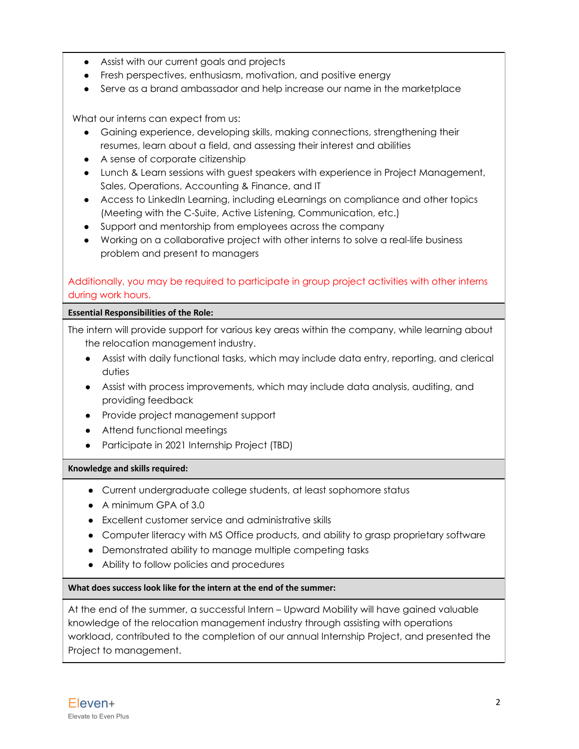- Assist with our current goals and projects
- Fresh perspectives, enthusiasm, motivation, and positive energy
- Serve as a brand ambassador and help increase our name in the marketplace

What our interns can expect from us:

- Gaining experience, developing skills, making connections, strengthening their resumes, learn about a field, and assessing their interest and abilities
- A sense of corporate citizenship
- Lunch & Learn sessions with guest speakers with experience in Project Management, Sales, Operations, Accounting & Finance, and IT
- Access to LinkedIn Learning, including eLearnings on compliance and other topics (Meeting with the C-Suite, Active Listening, Communication, etc.)
- Support and mentorship from employees across the company
- Working on a collaborative project with other interns to solve a real-life business problem and present to managers

Additionally, you may be required to participate in group project activities with other interns during work hours.

**Essential Responsibilities of the Role:**

The intern will provide support for various key areas within the company, while learning about the relocation management industry.

- Assist with daily functional tasks, which may include data entry, reporting, and clerical duties
- Assist with process improvements, which may include data analysis, auditing, and providing feedback
- Provide project management support
- Attend functional meetings
- Participate in 2021 Internship Project (TBD)

**Knowledge and skills required:**

- Current undergraduate college students, at least sophomore status
- A minimum GPA of 3.0
- Excellent customer service and administrative skills
- Computer literacy with MS Office products, and ability to grasp proprietary software
- Demonstrated ability to manage multiple competing tasks
- Ability to follow policies and procedures

**What does success look like for the intern at the end of the summer:**

At the end of the summer, a successful Intern – Upward Mobility will have gained valuable knowledge of the relocation management industry through assisting with operations workload, contributed to the completion of our annual Internship Project, and presented the Project to management.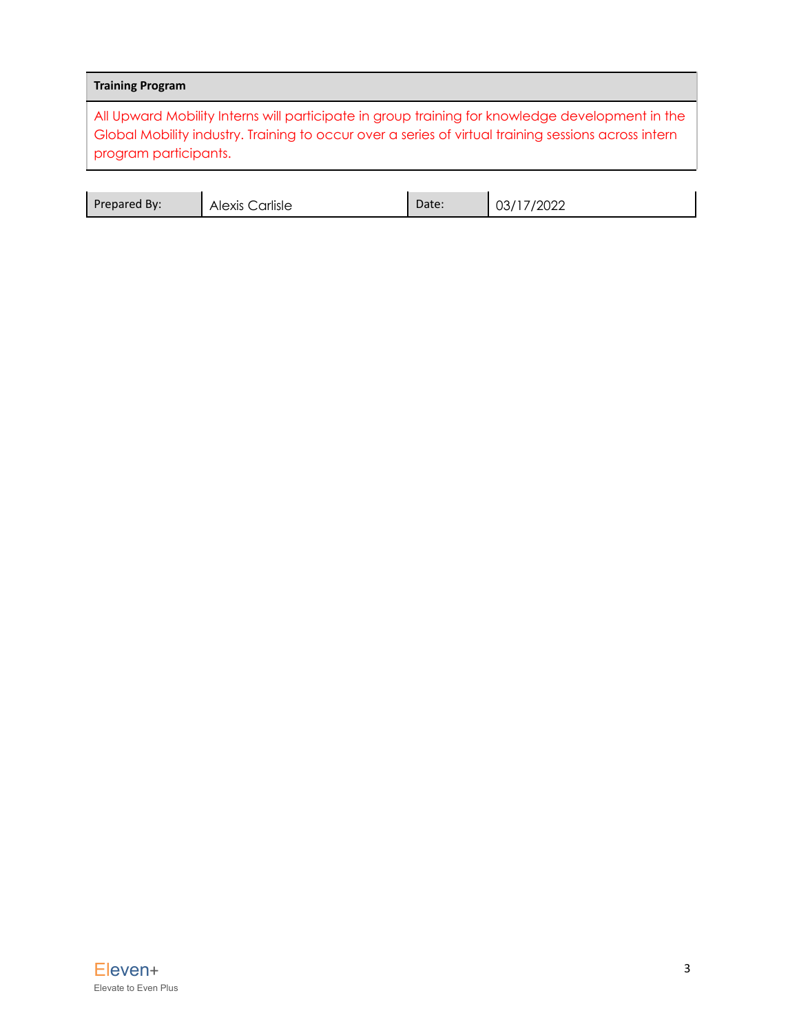| **Training Program** |
| --- |
| All Upward Mobility Interns will participate in group training for knowledge development in the Global Mobility industry. Training to occur over a series of virtual training sessions across intern program participants. |

| Prepared By: | Alexis Carlisle | Date: | 03/17/2022 |
| --- | --- | --- | --- |

Eleven+
Elevate to Even Plus